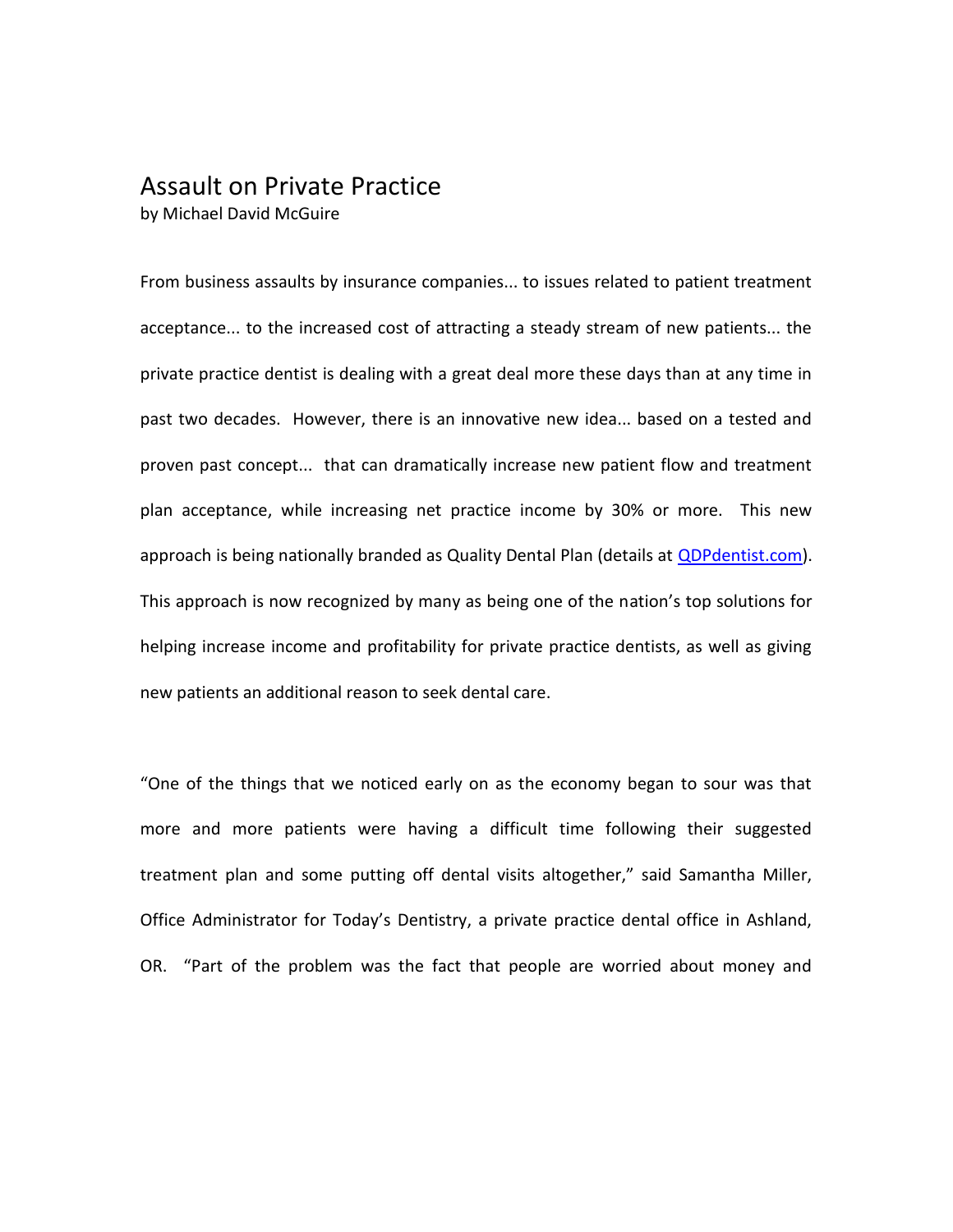# Assault on Private Practice

by Michael David McGuire

From business assaults by insurance companies... to issues related to patient treatment acceptance... to the increased cost of attracting a steady stream of new patients... the private practice dentist is dealing with a great deal more these days than at any time in past two decades. However, there is an innovative new idea... based on a tested and proven past concept... that can dramatically increase new patient flow and treatment plan acceptance, while increasing net practice income by 30% or more. This new approach is being nationally branded as Quality Dental Plan (details at [QDPdentist.com](QDPdentist.com)). This approach is now recognized by many as being one of the nation's top solutions for helping increase income and profitability for private practice dentists, as well as giving new patients an additional reason to seek dental care.

"One of the things that we noticed early on as the economy began to sour was that more and more patients were having a difficult time following their suggested treatment plan and some putting off dental visits altogether," said Samantha Miller, Office Administrator for Today's Dentistry, a private practice dental office in Ashland, OR. "Part of the problem was the fact that people are worried about money and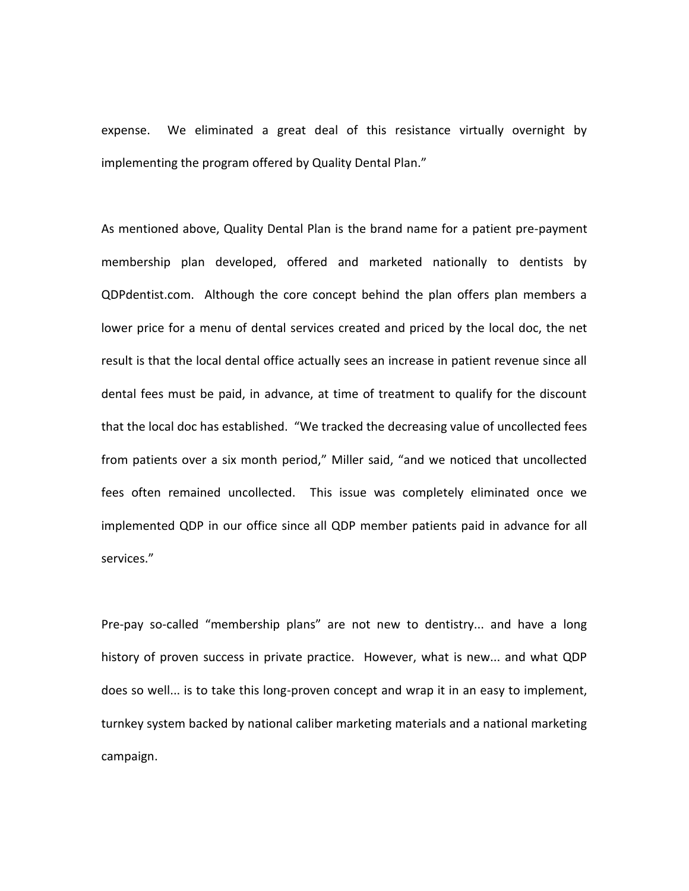expense. We eliminated a great deal of this resistance virtually overnight by implementing the program offered by Quality Dental Plan."

As mentioned above, Quality Dental Plan is the brand name for a patient pre-payment membership plan developed, offered and marketed nationally to dentists by QDPdentist.com. Although the core concept behind the plan offers plan members a lower price for a menu of dental services created and priced by the local doc, the net result is that the local dental office actually sees an increase in patient revenue since all dental fees must be paid, in advance, at time of treatment to qualify for the discount that the local doc has established. "We tracked the decreasing value of uncollected fees from patients over a six month period," Miller said, "and we noticed that uncollected fees often remained uncollected. This issue was completely eliminated once we implemented QDP in our office since all QDP member patients paid in advance for all services."

Pre-pay so-called "membership plans" are not new to dentistry... and have a long history of proven success in private practice. However, what is new... and what QDP does so well... is to take this long-proven concept and wrap it in an easy to implement, turnkey system backed by national caliber marketing materials and a national marketing campaign.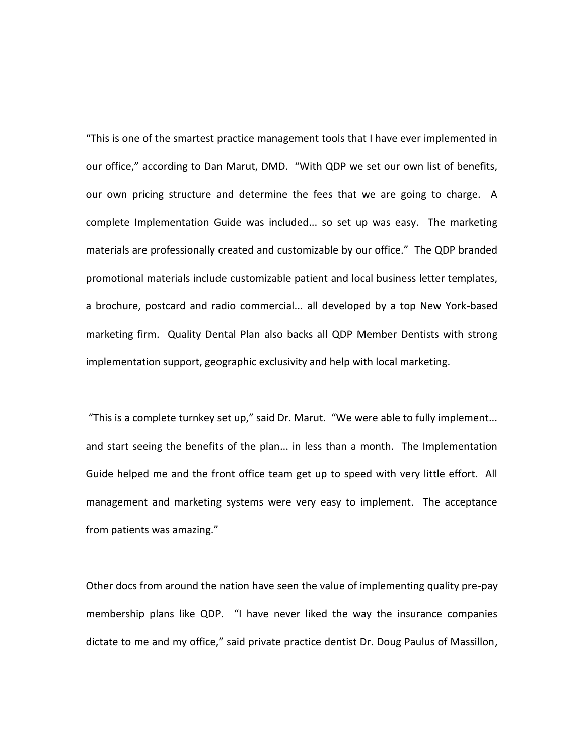"This is one of the smartest practice management tools that I have ever implemented in our office," according to Dan Marut, DMD. "With QDP we set our own list of benefits, our own pricing structure and determine the fees that we are going to charge. A complete Implementation Guide was included... so set up was easy. The marketing materials are professionally created and customizable by our office." The QDP branded promotional materials include customizable patient and local business letter templates, a brochure, postcard and radio commercial... all developed by a top New York-based marketing firm. Quality Dental Plan also backs all QDP Member Dentists with strong implementation support, geographic exclusivity and help with local marketing.

"This is a complete turnkey set up," said Dr. Marut. "We were able to fully implement... and start seeing the benefits of the plan... in less than a month. The Implementation Guide helped me and the front office team get up to speed with very little effort. All management and marketing systems were very easy to implement. The acceptance from patients was amazing."

Other docs from around the nation have seen the value of implementing quality pre-pay membership plans like QDP. "I have never liked the way the insurance companies dictate to me and my office," said private practice dentist Dr. Doug Paulus of Massillon,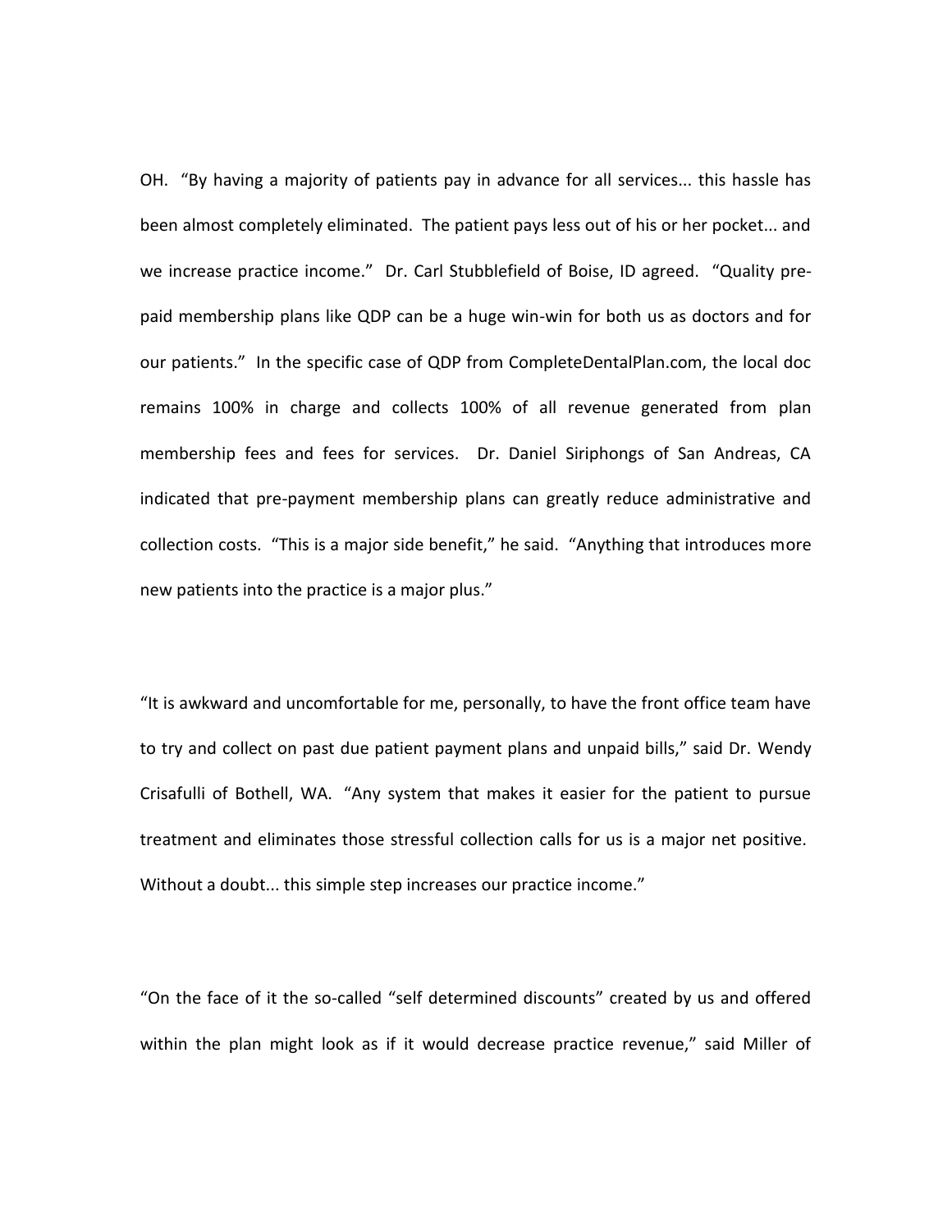OH. "By having a majority of patients pay in advance for all services... this hassle has been almost completely eliminated. The patient pays less out of his or her pocket... and we increase practice income." Dr. Carl Stubblefield of Boise, ID agreed. "Quality pre-paid membership plans like QDP can be a huge win-win for both us as doctors and for our patients." In the specific case of QDP from CompleteDentalPlan.com, the local doc remains 100% in charge and collects 100% of all revenue generated from plan membership fees and fees for services. Dr. Daniel Siriphongs of San Andreas, CA indicated that pre-payment membership plans can greatly reduce administrative and collection costs. "This is a major side benefit," he said. "Anything that introduces more new patients into the practice is a major plus."

"It is awkward and uncomfortable for me, personally, to have the front office team have to try and collect on past due patient payment plans and unpaid bills," said Dr. Wendy Crisafulli of Bothell, WA. "Any system that makes it easier for the patient to pursue treatment and eliminates those stressful collection calls for us is a major net positive. Without a doubt... this simple step increases our practice income."

"On the face of it the so-called "self determined discounts" created by us and offered within the plan might look as if it would decrease practice revenue," said Miller of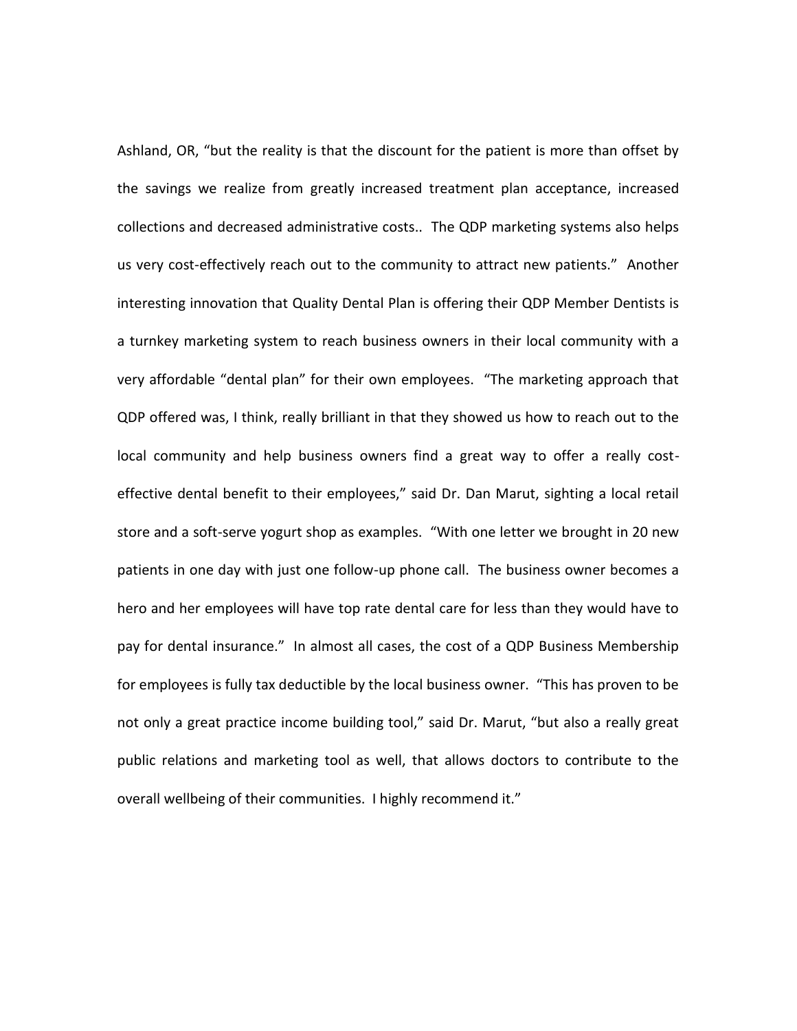Ashland, OR, “but the reality is that the discount for the patient is more than offset by the savings we realize from greatly increased treatment plan acceptance, increased collections and decreased administrative costs.. The QDP marketing systems also helps us very cost-effectively reach out to the community to attract new patients.” Another interesting innovation that Quality Dental Plan is offering their QDP Member Dentists is a turnkey marketing system to reach business owners in their local community with a very affordable “dental plan” for their own employees. “The marketing approach that QDP offered was, I think, really brilliant in that they showed us how to reach out to the local community and help business owners find a great way to offer a really cost-effective dental benefit to their employees,” said Dr. Dan Marut, sighting a local retail store and a soft-serve yogurt shop as examples. “With one letter we brought in 20 new patients in one day with just one follow-up phone call. The business owner becomes a hero and her employees will have top rate dental care for less than they would have to pay for dental insurance.” In almost all cases, the cost of a QDP Business Membership for employees is fully tax deductible by the local business owner. “This has proven to be not only a great practice income building tool,” said Dr. Marut, “but also a really great public relations and marketing tool as well, that allows doctors to contribute to the overall wellbeing of their communities. I highly recommend it.”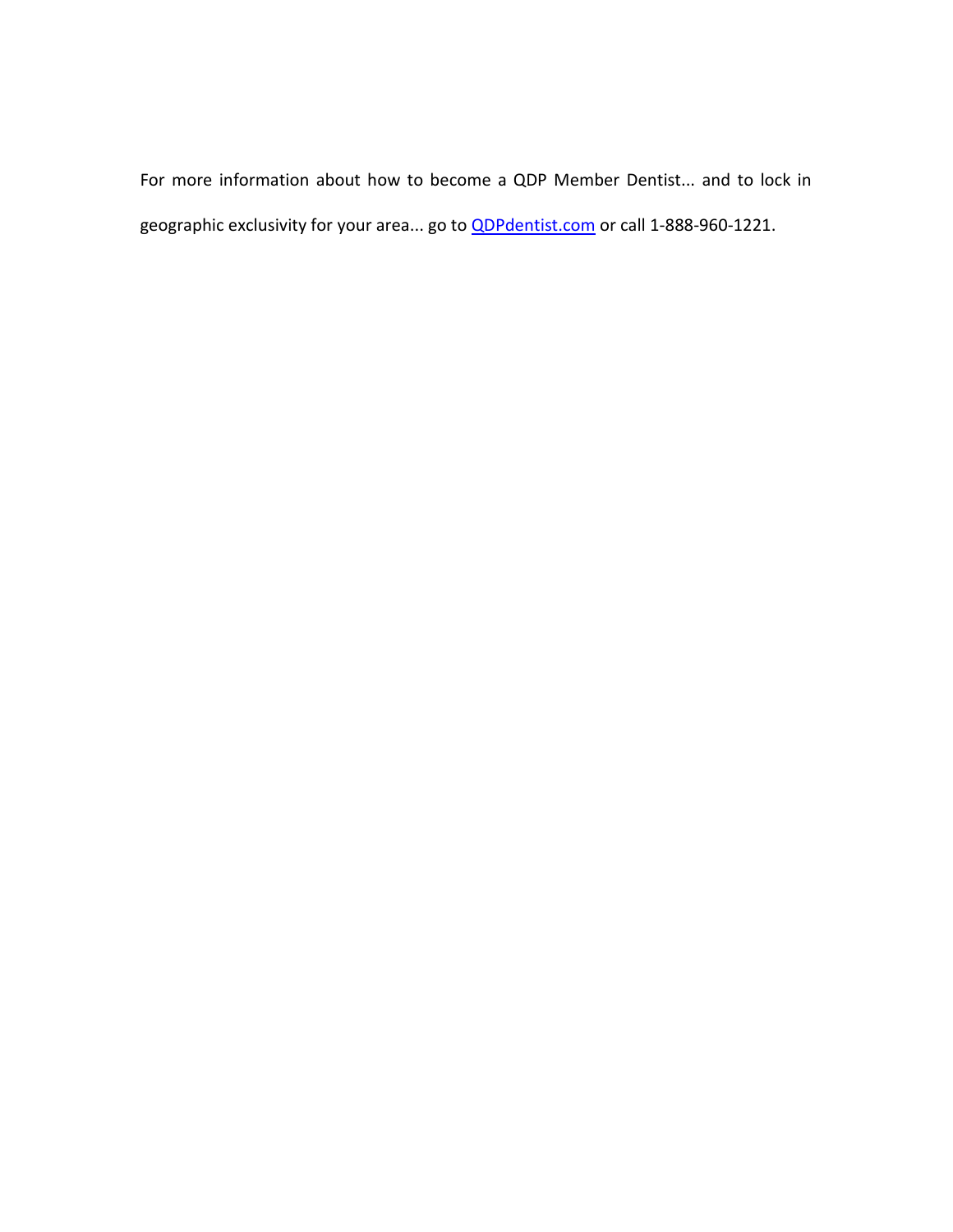For more information about how to become a QDP Member Dentist... and to lock in geographic exclusivity for your area... go to [QDPdentist.com](http://QDPdentist.com) or call 1-888-960-1221.